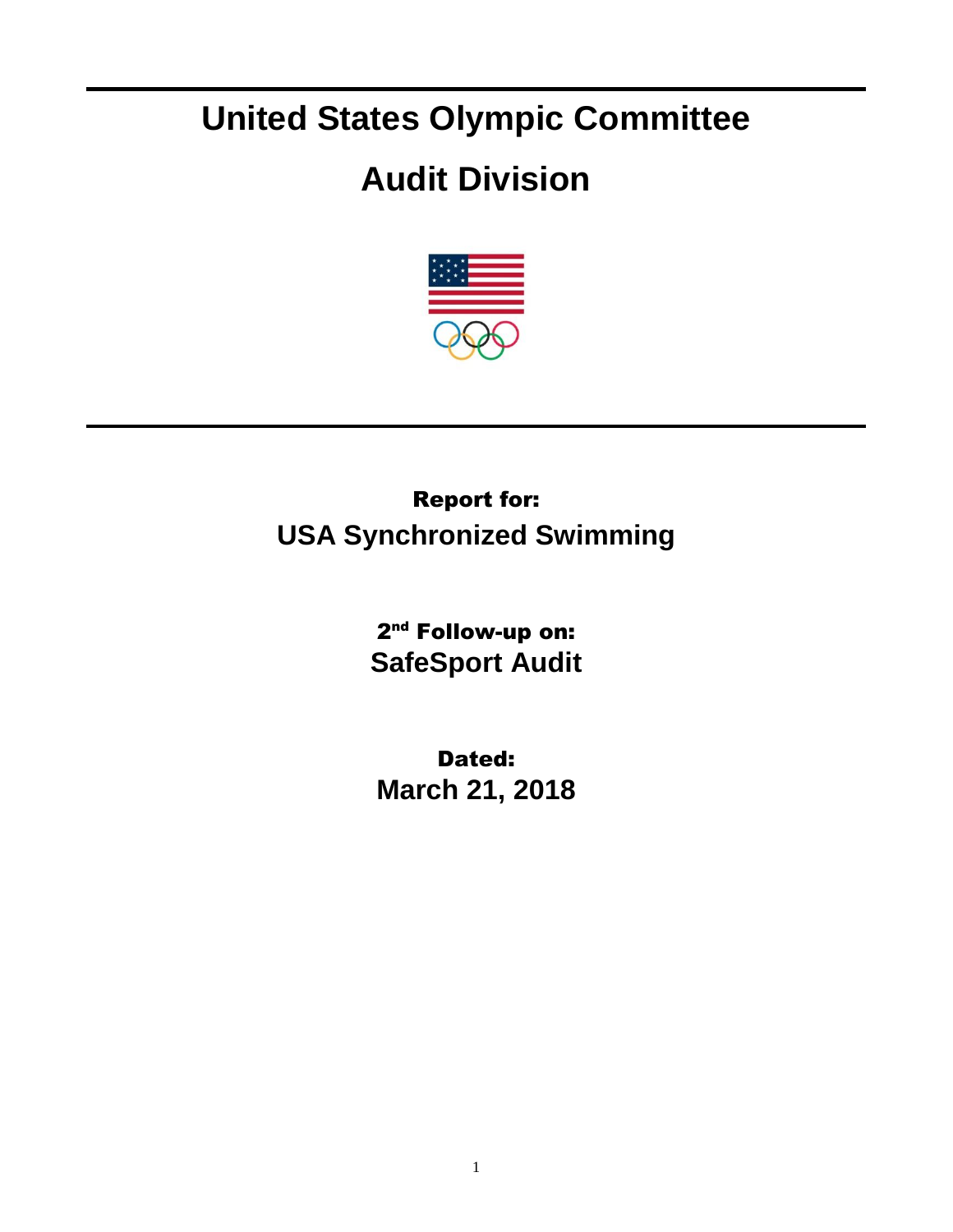# United States Olympic Committee

# Audit Division

**Report for:**

**USA Synchronized Swimming**

**2nd Follow-up on:**

**SafeSport Audit**

**Dated:**

**March 21, 2018**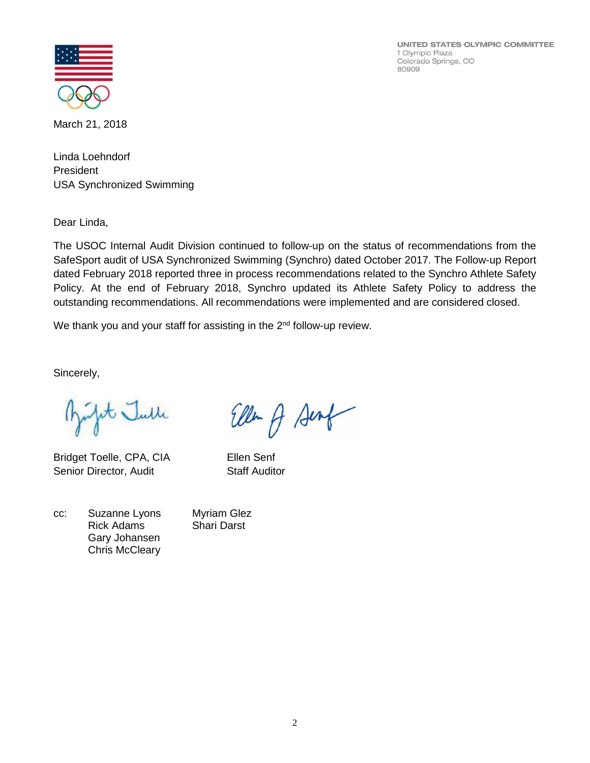UNITED STATES OLYMPIC COMMITTEE
1 Olympic Plaza
Colorado Springs, CO
80909

March 21, 2018

Linda Loehndorf
President
USA Synchronized Swimming

Dear Linda,

The USOC Internal Audit Division continued to follow-up on the status of recommendations from the SafeSport audit of USA Synchronized Swimming (Synchro) dated October 2017. The Follow-up Report dated February 2018 reported three in process recommendations related to the Synchro Athlete Safety Policy. At the end of February 2018, Synchro updated its Athlete Safety Policy to address the outstanding recommendations. All recommendations were implemented and are considered closed.

We thank you and your staff for assisting in the 2nd follow-up review.

Sincerely,

Bridget Toelle, CPA, CIA
Senior Director, Audit

Ellen Senf
Staff Auditor

cc: Suzanne Lyons
Rick Adams
Gary Johansen
Chris McCleary
Myriam Glez
Shari Darst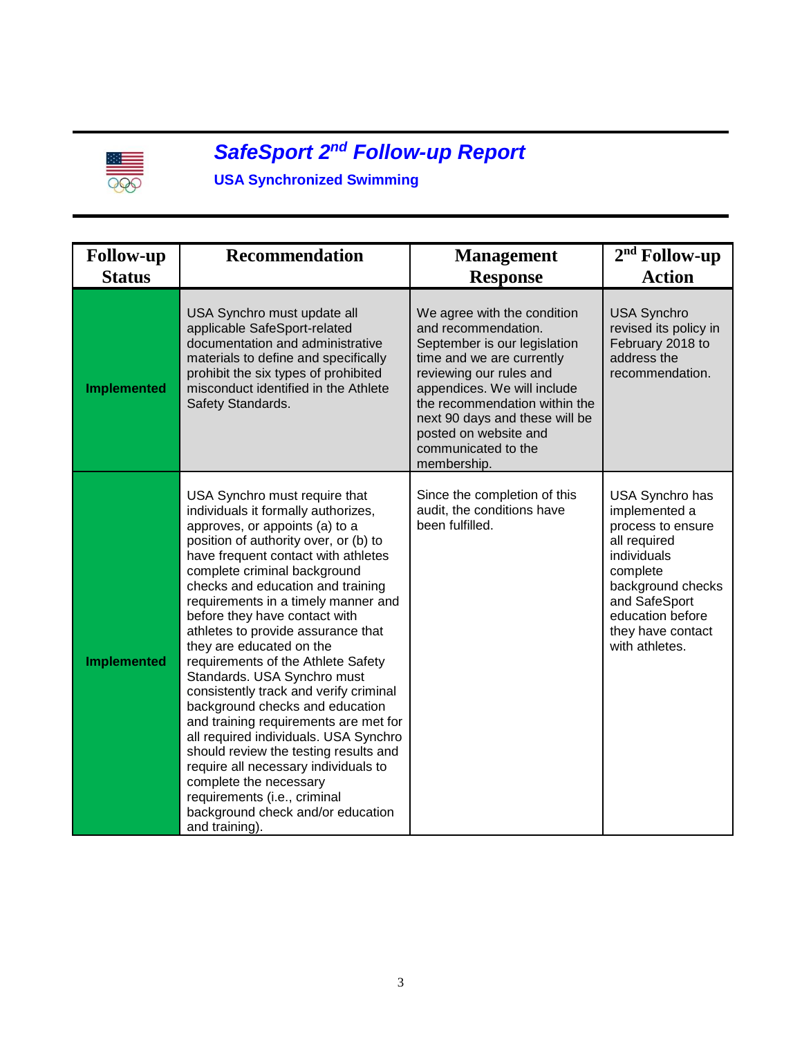# *SafeSport 2nd Follow-up Report*

## USA Synchronized Swimming

| Follow-up Status | Recommendation | Management Response | 2nd Follow-up Action |
|---|---|---|---|
| **Implemented** | USA Synchro must update all applicable SafeSport-related documentation and administrative materials to define and specifically prohibit the six types of prohibited misconduct identified in the Athlete Safety Standards. | We agree with the condition and recommendation. September is our legislation time and we are currently reviewing our rules and appendices. We will include the recommendation within the next 90 days and these will be posted on website and communicated to the membership. | USA Synchro revised its policy in February 2018 to address the recommendation. |
| **Implemented** | USA Synchro must require that individuals it formally authorizes, approves, or appoints (a) to a position of authority over, or (b) to have frequent contact with athletes complete criminal background checks and education and training requirements in a timely manner and before they have contact with athletes to provide assurance that they are educated on the requirements of the Athlete Safety Standards. USA Synchro must consistently track and verify criminal background checks and education and training requirements are met for all required individuals. USA Synchro should review the testing results and require all necessary individuals to complete the necessary requirements (i.e., criminal background check and/or education and training). | Since the completion of this audit, the conditions have been fulfilled. | USA Synchro has implemented a process to ensure all required individuals complete background checks and SafeSport education before they have contact with athletes. |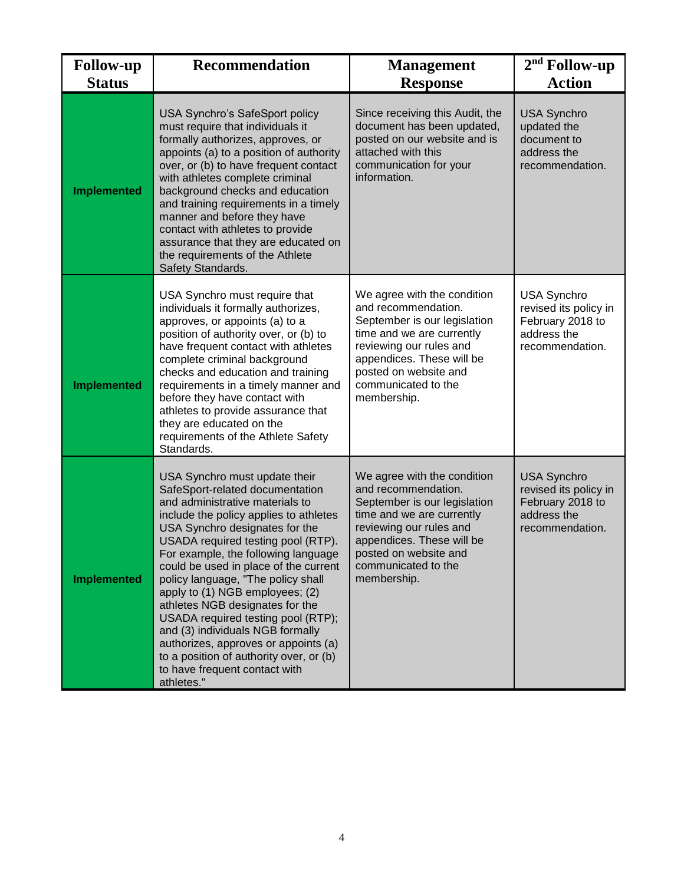| Follow-up Status | Recommendation | Management Response | 2nd Follow-up Action |
| --- | --- | --- | --- |
| **Implemented** | USA Synchro's SafeSport policy must require that individuals it formally authorizes, approves, or appoints (a) to a position of authority over, or (b) to have frequent contact with athletes complete criminal background checks and education and training requirements in a timely manner and before they have contact with athletes to provide assurance that they are educated on the requirements of the Athlete Safety Standards. | Since receiving this Audit, the document has been updated, posted on our website and is attached with this communication for your information. | USA Synchro updated the document to address the recommendation. |
| **Implemented** | USA Synchro must require that individuals it formally authorizes, approves, or appoints (a) to a position of authority over, or (b) to have frequent contact with athletes complete criminal background checks and education and training requirements in a timely manner and before they have contact with athletes to provide assurance that they are educated on the requirements of the Athlete Safety Standards. | We agree with the condition and recommendation. September is our legislation time and we are currently reviewing our rules and appendices. These will be posted on website and communicated to the membership. | USA Synchro revised its policy in February 2018 to address the recommendation. |
| **Implemented** | USA Synchro must update their SafeSport-related documentation and administrative materials to include the policy applies to athletes USA Synchro designates for the USADA required testing pool (RTP). For example, the following language could be used in place of the current policy language, "The policy shall apply to (1) NGB employees; (2) athletes NGB designates for the USADA required testing pool (RTP); and (3) individuals NGB formally authorizes, approves or appoints (a) to a position of authority over, or (b) to have frequent contact with athletes." | We agree with the condition and recommendation. September is our legislation time and we are currently reviewing our rules and appendices. These will be posted on website and communicated to the membership. | USA Synchro revised its policy in February 2018 to address the recommendation. |